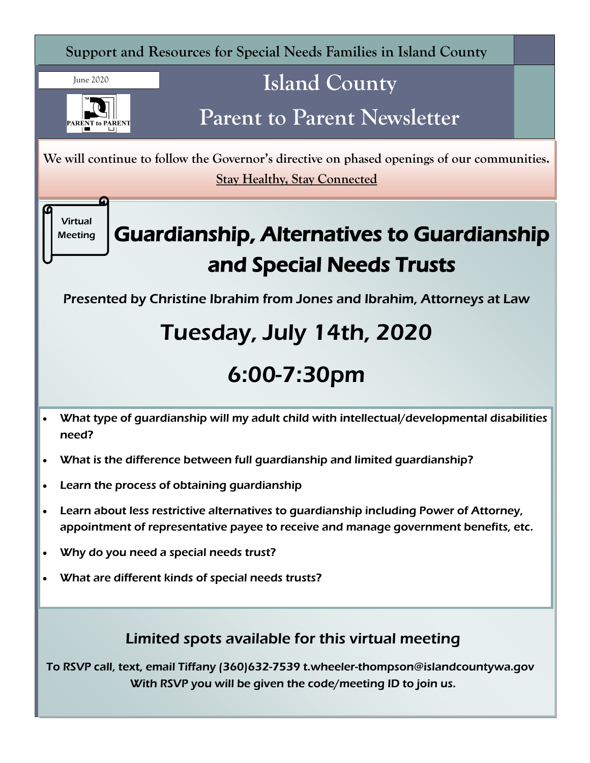Support and Resources for Special Needs Families in Island County

June 2020

# Island County Parent to Parent Newsletter

**We will continue to follow the Governor's directive on phased openings of our communities.**

**Stay Healthy, Stay Connected**

Virtual Meeting

## Guardianship, Alternatives to Guardianship and Special Needs Trusts

Presented by Christine Ibrahim from Jones and Ibrahim, Attorneys at Law

## Tuesday, July 14th, 2020

## 6:00-7:30pm

- *What type of guardianship will my adult child with intellectual/developmental disabilities need?*
- *What is the difference between full guardianship and limited guardianship?*
- *Learn the process of obtaining guardianship*
- *Learn about less restrictive alternatives to guardianship including Power of Attorney, appointment of representative payee to receive and manage government benefits, etc.*
- *Why do you need a special needs trust?*
- *What are different kinds of special needs trusts?*

### Limited spots available for this virtual meeting

*To RSVP call, text, email Tiffany (360)632-7539 t.wheeler-thompson@islandcountywa.gov*
*With RSVP you will be given the code/meeting ID to join us.*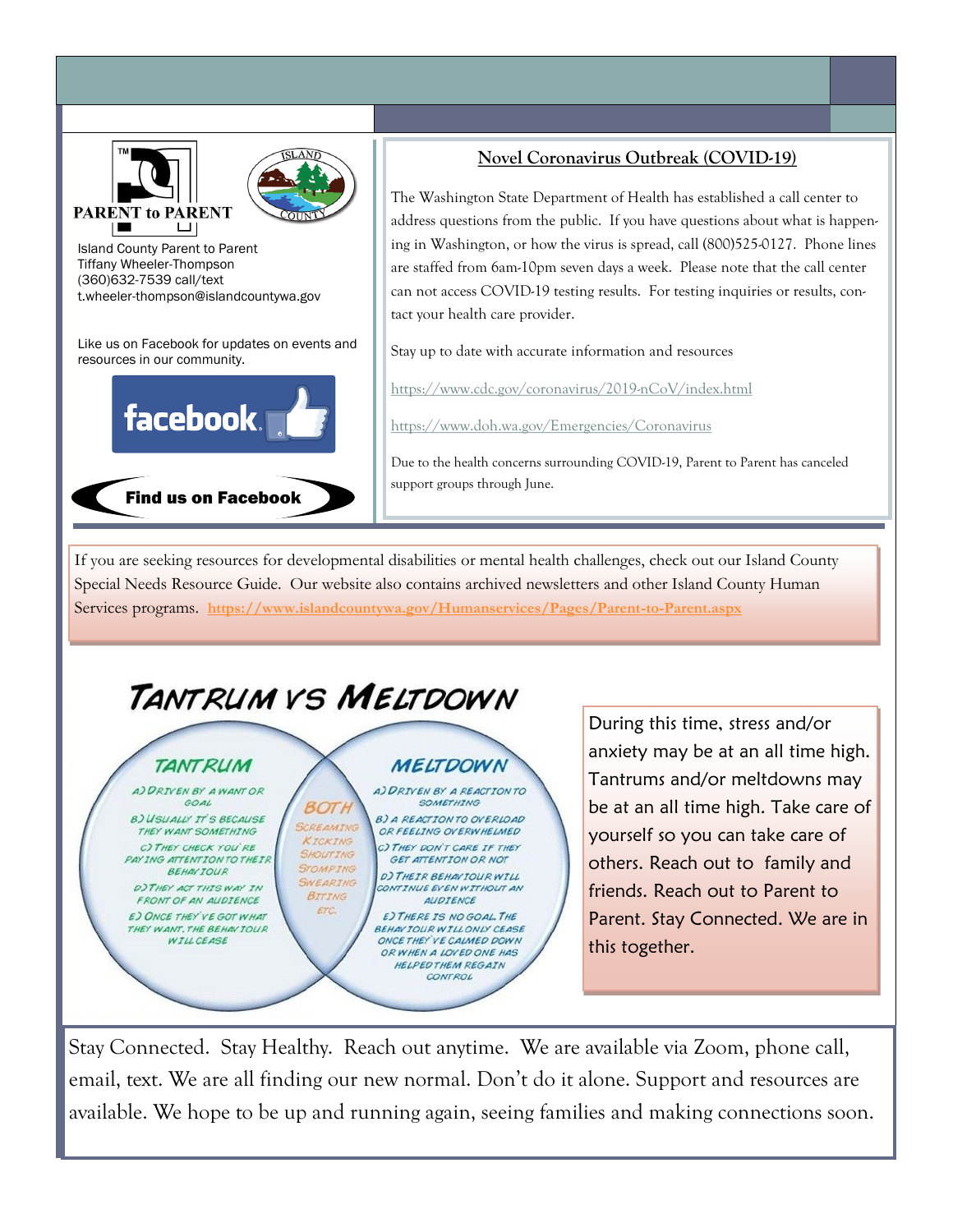PARENT to PARENT

Island County Parent to Parent
Tiffany Wheeler-Thompson
(360)632-7539 call/text
t.wheeler-thompson@islandcountywa.gov

Like us on Facebook for updates on events and resources in our community.

facebook

Find us on Facebook

## Novel Coronavirus Outbreak (COVID-19)

The Washington State Department of Health has established a call center to address questions from the public. If you have questions about what is happening in Washington, or how the virus is spread, call (800)525-0127. Phone lines are staffed from 6am-10pm seven days a week. Please note that the call center can not access COVID-19 testing results. For testing inquiries or results, contact your health care provider.

Stay up to date with accurate information and resources

https://www.cdc.gov/coronavirus/2019-nCoV/index.html

https://www.doh.wa.gov/Emergencies/Coronavirus

Due to the health concerns surrounding COVID-19, Parent to Parent has canceled support groups through June.

If you are seeking resources for developmental disabilities or mental health challenges, check out our Island County Special Needs Resource Guide. Our website also contains archived newsletters and other Island County Human Services programs. **https://www.islandcountywa.gov/Humanservices/Pages/Parent-to-Parent.aspx**

## TANTRUM VS MELTDOWN

**TANTRUM**

A) Driven by a want or goal

B) Usually it's because they want something

C) They check you're paying attention to their behaviour

D) They act this way in front of an audience

E) Once they've got what they want, the behaviour will cease

**BOTH**

Screaming
Kicking
Shouting
Stomping
Swearing
Biting
Etc.

**MELTDOWN**

A) Driven by a reaction to something

B) A reaction to overload or feeling overwhelmed

C) They don't care if they get attention or not

D) Their behaviour will continue even without an audience

E) There is no goal. The behaviour will only cease once they've calmed down or when a loved one has helped them regain control

During this time, stress and/or anxiety may be at an all time high. Tantrums and/or meltdowns may be at an all time high. Take care of yourself so you can take care of others. Reach out to family and friends. Reach out to Parent to Parent. Stay Connected. We are in this together.

Stay Connected. Stay Healthy. Reach out anytime. We are available via Zoom, phone call, email, text. We are all finding our new normal. Don't do it alone. Support and resources are available. We hope to be up and running again, seeing families and making connections soon.